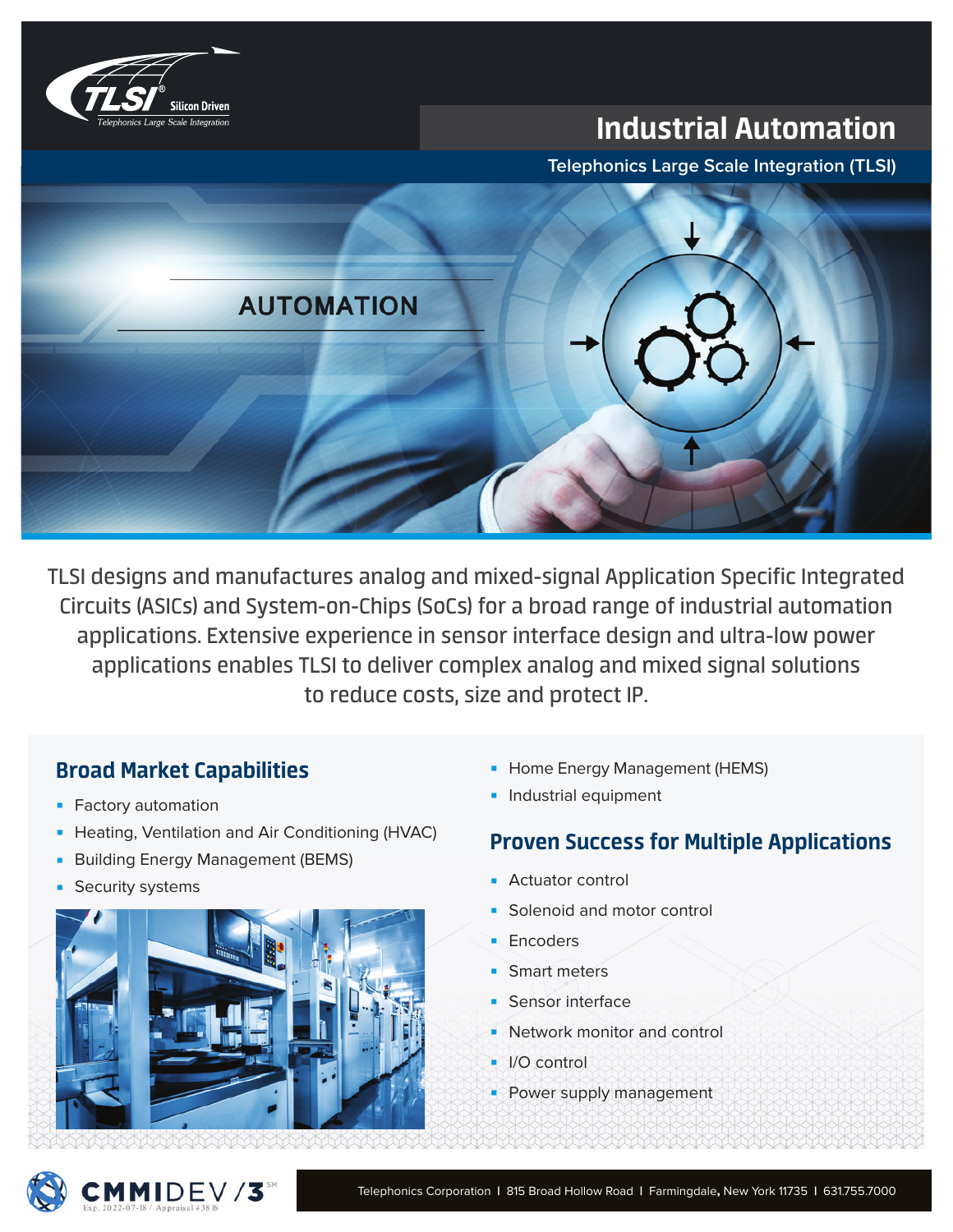# Industrial Automation

Telephonics Large Scale Integration (TLSI)

AUTOMATION

TLSI designs and manufactures analog and mixed-signal Application Specific Integrated Circuits (ASICs) and System-on-Chips (SoCs) for a broad range of industrial automation applications. Extensive experience in sensor interface design and ultra-low power applications enables TLSI to deliver complex analog and mixed signal solutions to reduce costs, size and protect IP.

## Broad Market Capabilities

- Factory automation
- Heating, Ventilation and Air Conditioning (HVAC)
- Building Energy Management (BEMS)
- Security systems
- Home Energy Management (HEMS)
- Industrial equipment

## Proven Success for Multiple Applications

- Actuator control
- Solenoid and motor control
- Encoders
- Smart meters
- Sensor interface
- Network monitor and control
- I/O control
- Power supply management

Telephonics Corporation | 815 Broad Hollow Road | Farmingdale, New York 11735 | 631.755.7000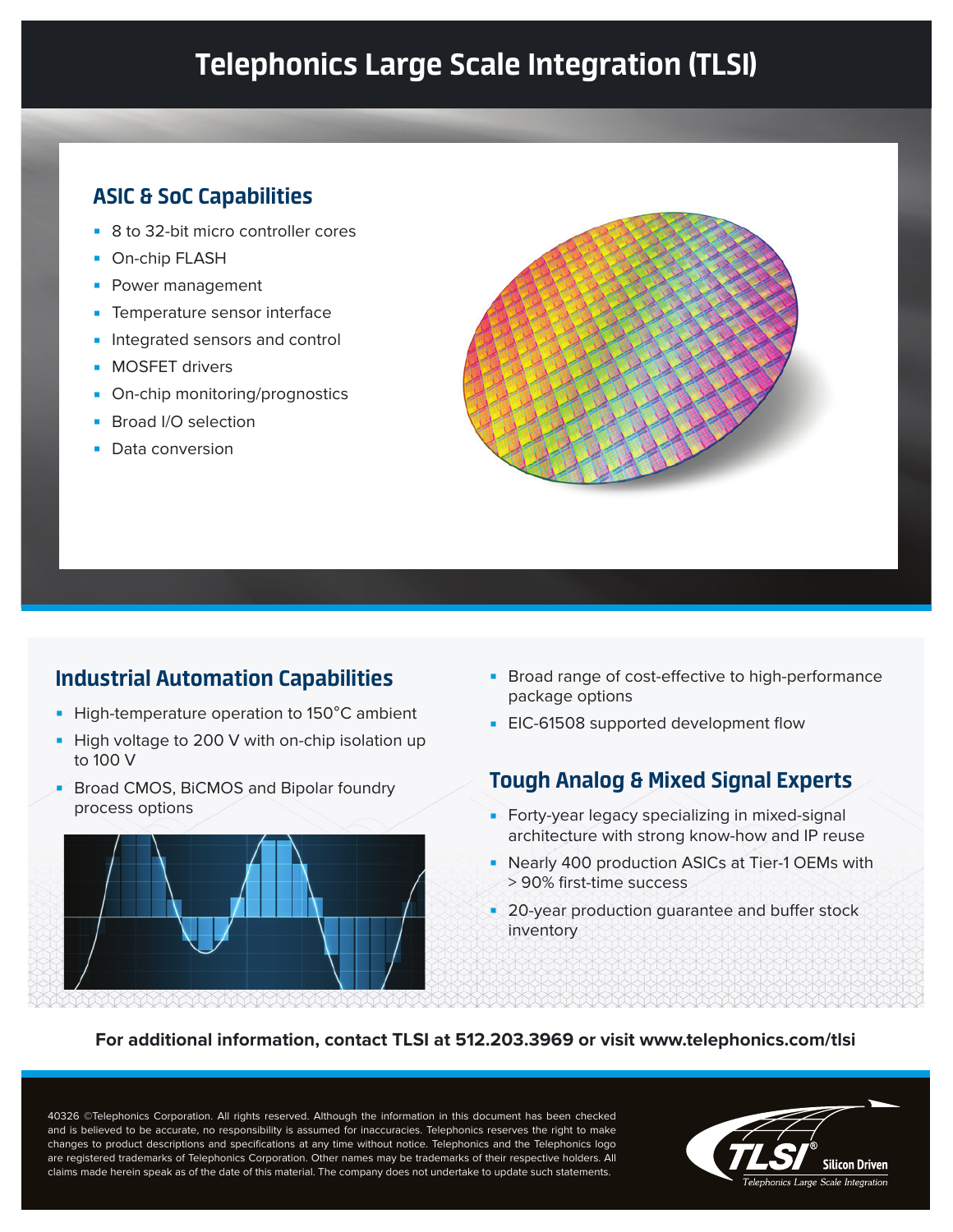# Telephonics Large Scale Integration (TLSI)

## ASIC & SoC Capabilities

- 8 to 32-bit micro controller cores
- On-chip FLASH
- Power management
- Temperature sensor interface
- Integrated sensors and control
- MOSFET drivers
- On-chip monitoring/prognostics
- Broad I/O selection
- Data conversion

## Industrial Automation Capabilities

- High-temperature operation to 150°C ambient
- High voltage to 200 V with on-chip isolation up to 100 V
- Broad CMOS, BiCMOS and Bipolar foundry process options
- Broad range of cost-effective to high-performance package options
- EIC-61508 supported development flow

## Tough Analog & Mixed Signal Experts

- Forty-year legacy specializing in mixed-signal architecture with strong know-how and IP reuse
- Nearly 400 production ASICs at Tier-1 OEMs with > 90% first-time success
- 20-year production guarantee and buffer stock inventory

**For additional information, contact TLSI at 512.203.3969 or visit www.telephonics.com/tlsi**

40326 ©Telephonics Corporation. All rights reserved. Although the information in this document has been checked and is believed to be accurate, no responsibility is assumed for inaccuracies. Telephonics reserves the right to make changes to product descriptions and specifications at any time without notice. Telephonics and the Telephonics logo are registered trademarks of Telephonics Corporation. Other names may be trademarks of their respective holders. All claims made herein speak as of the date of this material. The company does not undertake to update such statements.

TLSI® Silicon Driven
*Telephonics Large Scale Integration*